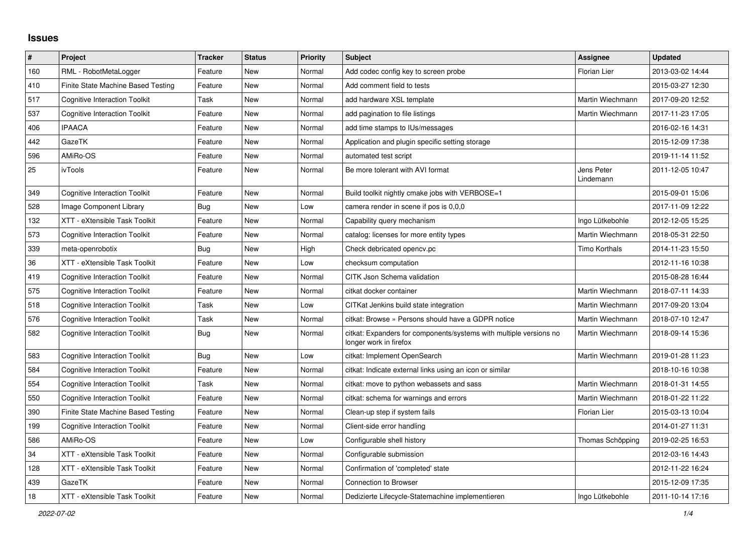## Issues

| # | Project | Tracker | Status | Priority | Subject | Assignee | Updated |
|---|---|---|---|---|---|---|---|
| 160 | RML - RobotMetaLogger | Feature | New | Normal | Add codec config key to screen probe | Florian Lier | 2013-03-02 14:44 |
| 410 | Finite State Machine Based Testing | Feature | New | Normal | Add comment field to tests | | 2015-03-27 12:30 |
| 517 | Cognitive Interaction Toolkit | Task | New | Normal | add hardware XSL template | Martin Wiechmann | 2017-09-20 12:52 |
| 537 | Cognitive Interaction Toolkit | Feature | New | Normal | add pagination to file listings | Martin Wiechmann | 2017-11-23 17:05 |
| 406 | IPAACA | Feature | New | Normal | add time stamps to IUs/messages | | 2016-02-16 14:31 |
| 442 | GazeTK | Feature | New | Normal | Application and plugin specific setting storage | | 2015-12-09 17:38 |
| 596 | AMiRo-OS | Feature | New | Normal | automated test script | | 2019-11-14 11:52 |
| 25 | ivTools | Feature | New | Normal | Be more tolerant with AVI format | Jens Peter Lindemann | 2011-12-05 10:47 |
| 349 | Cognitive Interaction Toolkit | Feature | New | Normal | Build toolkit nightly cmake jobs with VERBOSE=1 | | 2015-09-01 15:06 |
| 528 | Image Component Library | Bug | New | Low | camera render in scene if pos is 0,0,0 | | 2017-11-09 12:22 |
| 132 | XTT - eXtensible Task Toolkit | Feature | New | Normal | Capability query mechanism | Ingo Lütkebohle | 2012-12-05 15:25 |
| 573 | Cognitive Interaction Toolkit | Feature | New | Normal | catalog: licenses for more entity types | Martin Wiechmann | 2018-05-31 22:50 |
| 339 | meta-openrobotix | Bug | New | High | Check debricated opencv.pc | Timo Korthals | 2014-11-23 15:50 |
| 36 | XTT - eXtensible Task Toolkit | Feature | New | Low | checksum computation | | 2012-11-16 10:38 |
| 419 | Cognitive Interaction Toolkit | Feature | New | Normal | CITK Json Schema validation | | 2015-08-28 16:44 |
| 575 | Cognitive Interaction Toolkit | Feature | New | Normal | citkat docker container | Martin Wiechmann | 2018-07-11 14:33 |
| 518 | Cognitive Interaction Toolkit | Task | New | Low | CITKat Jenkins build state integration | Martin Wiechmann | 2017-09-20 13:04 |
| 576 | Cognitive Interaction Toolkit | Task | New | Normal | citkat: Browse » Persons should have a GDPR notice | Martin Wiechmann | 2018-07-10 12:47 |
| 582 | Cognitive Interaction Toolkit | Bug | New | Normal | citkat: Expanders for components/systems with multiple versions no longer work in firefox | Martin Wiechmann | 2018-09-14 15:36 |
| 583 | Cognitive Interaction Toolkit | Bug | New | Low | citkat: Implement OpenSearch | Martin Wiechmann | 2019-01-28 11:23 |
| 584 | Cognitive Interaction Toolkit | Feature | New | Normal | citkat: Indicate external links using an icon or similar | | 2018-10-16 10:38 |
| 554 | Cognitive Interaction Toolkit | Task | New | Normal | citkat: move to python webassets and sass | Martin Wiechmann | 2018-01-31 14:55 |
| 550 | Cognitive Interaction Toolkit | Feature | New | Normal | citkat: schema for warnings and errors | Martin Wiechmann | 2018-01-22 11:22 |
| 390 | Finite State Machine Based Testing | Feature | New | Normal | Clean-up step if system fails | Florian Lier | 2015-03-13 10:04 |
| 199 | Cognitive Interaction Toolkit | Feature | New | Normal | Client-side error handling | | 2014-01-27 11:31 |
| 586 | AMiRo-OS | Feature | New | Low | Configurable shell history | Thomas Schöpping | 2019-02-25 16:53 |
| 34 | XTT - eXtensible Task Toolkit | Feature | New | Normal | Configurable submission | | 2012-03-16 14:43 |
| 128 | XTT - eXtensible Task Toolkit | Feature | New | Normal | Confirmation of 'completed' state | | 2012-11-22 16:24 |
| 439 | GazeTK | Feature | New | Normal | Connection to Browser | | 2015-12-09 17:35 |
| 18 | XTT - eXtensible Task Toolkit | Feature | New | Normal | Dedizierte Lifecycle-Statemachine implementieren | Ingo Lütkebohle | 2011-10-14 17:16 |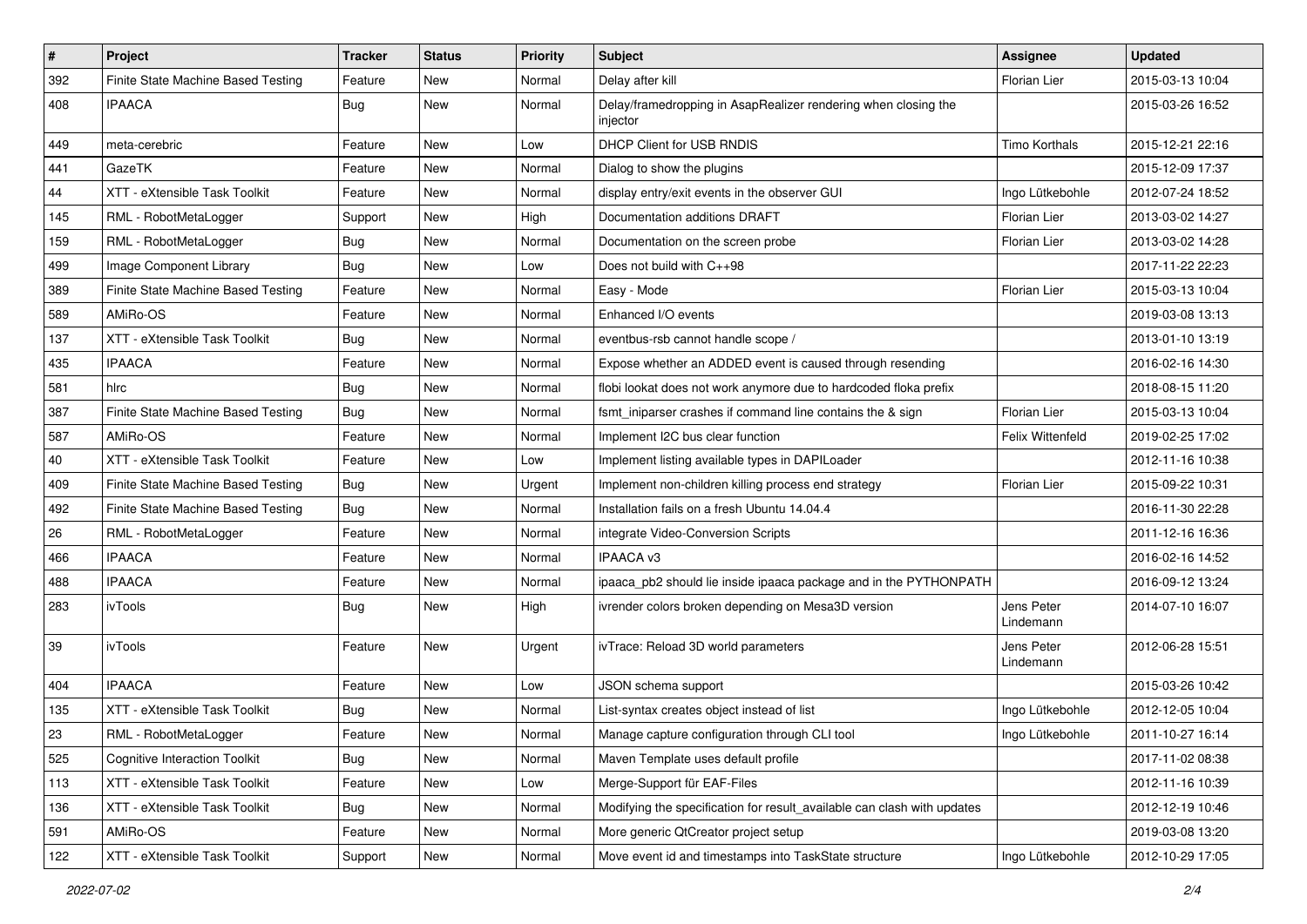| # | Project | Tracker | Status | Priority | Subject | Assignee | Updated |
|---|---|---|---|---|---|---|---|
| 392 | Finite State Machine Based Testing | Feature | New | Normal | Delay after kill | Florian Lier | 2015-03-13 10:04 |
| 408 | IPAACA | Bug | New | Normal | Delay/framedropping in AsapRealizer rendering when closing the injector | | 2015-03-26 16:52 |
| 449 | meta-cerebric | Feature | New | Low | DHCP Client for USB RNDIS | Timo Korthals | 2015-12-21 22:16 |
| 441 | GazeTK | Feature | New | Normal | Dialog to show the plugins | | 2015-12-09 17:37 |
| 44 | XTT - eXtensible Task Toolkit | Feature | New | Normal | display entry/exit events in the observer GUI | Ingo Lütkebohle | 2012-07-24 18:52 |
| 145 | RML - RobotMetaLogger | Support | New | High | Documentation additions DRAFT | Florian Lier | 2013-03-02 14:27 |
| 159 | RML - RobotMetaLogger | Bug | New | Normal | Documentation on the screen probe | Florian Lier | 2013-03-02 14:28 |
| 499 | Image Component Library | Bug | New | Low | Does not build with C++98 | | 2017-11-22 22:23 |
| 389 | Finite State Machine Based Testing | Feature | New | Normal | Easy - Mode | Florian Lier | 2015-03-13 10:04 |
| 589 | AMiRo-OS | Feature | New | Normal | Enhanced I/O events | | 2019-03-08 13:13 |
| 137 | XTT - eXtensible Task Toolkit | Bug | New | Normal | eventbus-rsb cannot handle scope / | | 2013-01-10 13:19 |
| 435 | IPAACA | Feature | New | Normal | Expose whether an ADDED event is caused through resending | | 2016-02-16 14:30 |
| 581 | hlrc | Bug | New | Normal | flobi lookat does not work anymore due to hardcoded floka prefix | | 2018-08-15 11:20 |
| 387 | Finite State Machine Based Testing | Bug | New | Normal | fsmt_iniparser crashes if command line contains the & sign | Florian Lier | 2015-03-13 10:04 |
| 587 | AMiRo-OS | Feature | New | Normal | Implement I2C bus clear function | Felix Wittenfeld | 2019-02-25 17:02 |
| 40 | XTT - eXtensible Task Toolkit | Feature | New | Low | Implement listing available types in DAPILoader | | 2012-11-16 10:38 |
| 409 | Finite State Machine Based Testing | Bug | New | Urgent | Implement non-children killing process end strategy | Florian Lier | 2015-09-22 10:31 |
| 492 | Finite State Machine Based Testing | Bug | New | Normal | Installation fails on a fresh Ubuntu 14.04.4 | | 2016-11-30 22:28 |
| 26 | RML - RobotMetaLogger | Feature | New | Normal | integrate Video-Conversion Scripts | | 2011-12-16 16:36 |
| 466 | IPAACA | Feature | New | Normal | IPAACA v3 | | 2016-02-16 14:52 |
| 488 | IPAACA | Feature | New | Normal | ipaaca_pb2 should lie inside ipaaca package and in the PYTHONPATH | | 2016-09-12 13:24 |
| 283 | ivTools | Bug | New | High | ivrender colors broken depending on Mesa3D version | Jens Peter Lindemann | 2014-07-10 16:07 |
| 39 | ivTools | Feature | New | Urgent | ivTrace: Reload 3D world parameters | Jens Peter Lindemann | 2012-06-28 15:51 |
| 404 | IPAACA | Feature | New | Low | JSON schema support | | 2015-03-26 10:42 |
| 135 | XTT - eXtensible Task Toolkit | Bug | New | Normal | List-syntax creates object instead of list | Ingo Lütkebohle | 2012-12-05 10:04 |
| 23 | RML - RobotMetaLogger | Feature | New | Normal | Manage capture configuration through CLI tool | Ingo Lütkebohle | 2011-10-27 16:14 |
| 525 | Cognitive Interaction Toolkit | Bug | New | Normal | Maven Template uses default profile | | 2017-11-02 08:38 |
| 113 | XTT - eXtensible Task Toolkit | Feature | New | Low | Merge-Support für EAF-Files | | 2012-11-16 10:39 |
| 136 | XTT - eXtensible Task Toolkit | Bug | New | Normal | Modifying the specification for result_available can clash with updates | | 2012-12-19 10:46 |
| 591 | AMiRo-OS | Feature | New | Normal | More generic QtCreator project setup | | 2019-03-08 13:20 |
| 122 | XTT - eXtensible Task Toolkit | Support | New | Normal | Move event id and timestamps into TaskState structure | Ingo Lütkebohle | 2012-10-29 17:05 |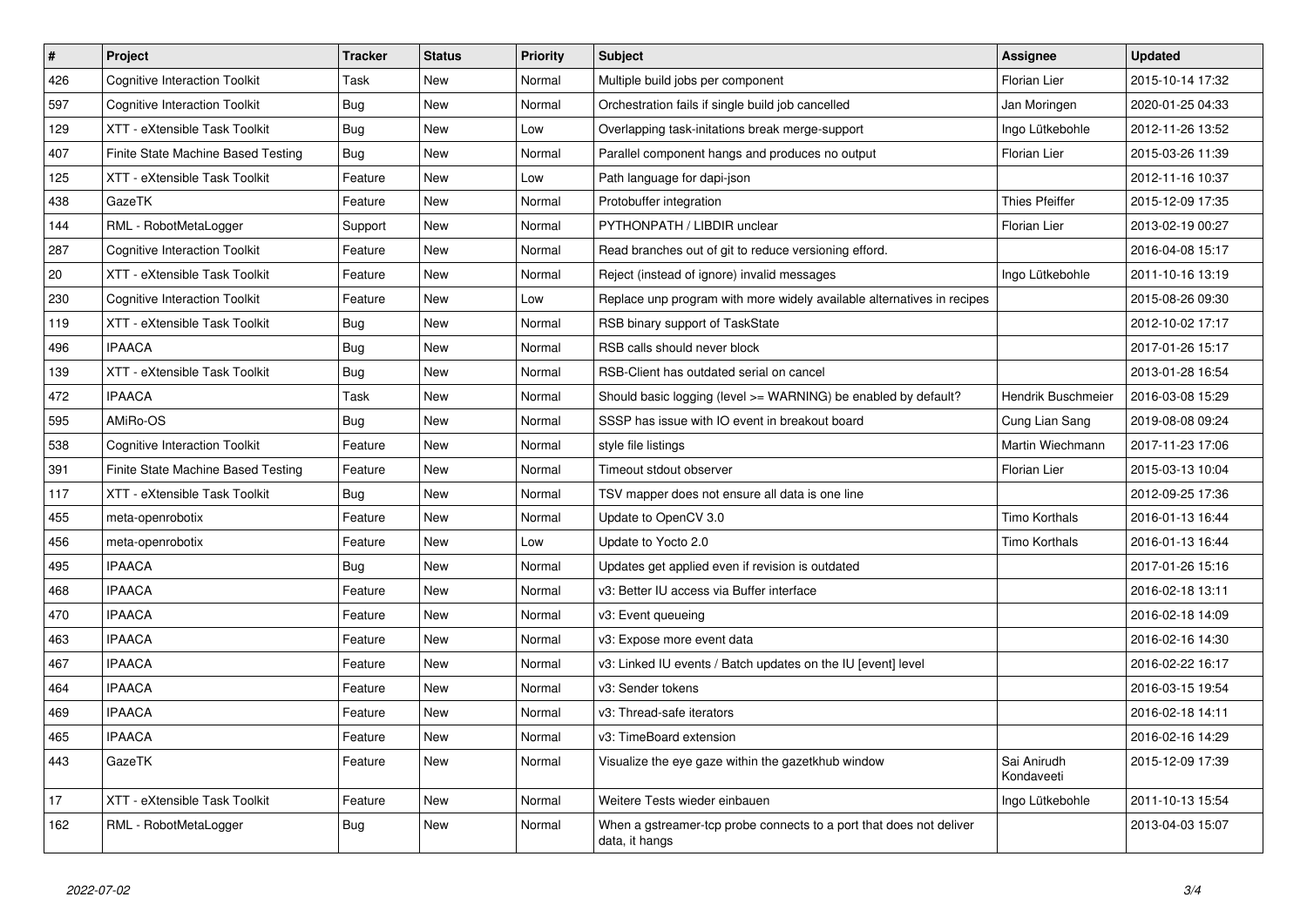| # | Project | Tracker | Status | Priority | Subject | Assignee | Updated |
|---|---|---|---|---|---|---|---|
| 426 | Cognitive Interaction Toolkit | Task | New | Normal | Multiple build jobs per component | Florian Lier | 2015-10-14 17:32 |
| 597 | Cognitive Interaction Toolkit | Bug | New | Normal | Orchestration fails if single build job cancelled | Jan Moringen | 2020-01-25 04:33 |
| 129 | XTT - eXtensible Task Toolkit | Bug | New | Low | Overlapping task-initations break merge-support | Ingo Lütkebohle | 2012-11-26 13:52 |
| 407 | Finite State Machine Based Testing | Bug | New | Normal | Parallel component hangs and produces no output | Florian Lier | 2015-03-26 11:39 |
| 125 | XTT - eXtensible Task Toolkit | Feature | New | Low | Path language for dapi-json | | 2012-11-16 10:37 |
| 438 | GazeTK | Feature | New | Normal | Protobuffer integration | Thies Pfeiffer | 2015-12-09 17:35 |
| 144 | RML - RobotMetaLogger | Support | New | Normal | PYTHONPATH / LIBDIR unclear | Florian Lier | 2013-02-19 00:27 |
| 287 | Cognitive Interaction Toolkit | Feature | New | Normal | Read branches out of git to reduce versioning efford. | | 2016-04-08 15:17 |
| 20 | XTT - eXtensible Task Toolkit | Feature | New | Normal | Reject (instead of ignore) invalid messages | Ingo Lütkebohle | 2011-10-16 13:19 |
| 230 | Cognitive Interaction Toolkit | Feature | New | Low | Replace unp program with more widely available alternatives in recipes | | 2015-08-26 09:30 |
| 119 | XTT - eXtensible Task Toolkit | Bug | New | Normal | RSB binary support of TaskState | | 2012-10-02 17:17 |
| 496 | IPAACA | Bug | New | Normal | RSB calls should never block | | 2017-01-26 15:17 |
| 139 | XTT - eXtensible Task Toolkit | Bug | New | Normal | RSB-Client has outdated serial on cancel | | 2013-01-28 16:54 |
| 472 | IPAACA | Task | New | Normal | Should basic logging (level >= WARNING) be enabled by default? | Hendrik Buschmeier | 2016-03-08 15:29 |
| 595 | AMiRo-OS | Bug | New | Normal | SSSP has issue with IO event in breakout board | Cung Lian Sang | 2019-08-08 09:24 |
| 538 | Cognitive Interaction Toolkit | Feature | New | Normal | style file listings | Martin Wiechmann | 2017-11-23 17:06 |
| 391 | Finite State Machine Based Testing | Feature | New | Normal | Timeout stdout observer | Florian Lier | 2015-03-13 10:04 |
| 117 | XTT - eXtensible Task Toolkit | Bug | New | Normal | TSV mapper does not ensure all data is one line | | 2012-09-25 17:36 |
| 455 | meta-openrobotix | Feature | New | Normal | Update to OpenCV 3.0 | Timo Korthals | 2016-01-13 16:44 |
| 456 | meta-openrobotix | Feature | New | Low | Update to Yocto 2.0 | Timo Korthals | 2016-01-13 16:44 |
| 495 | IPAACA | Bug | New | Normal | Updates get applied even if revision is outdated | | 2017-01-26 15:16 |
| 468 | IPAACA | Feature | New | Normal | v3: Better IU access via Buffer interface | | 2016-02-18 13:11 |
| 470 | IPAACA | Feature | New | Normal | v3: Event queueing | | 2016-02-18 14:09 |
| 463 | IPAACA | Feature | New | Normal | v3: Expose more event data | | 2016-02-16 14:30 |
| 467 | IPAACA | Feature | New | Normal | v3: Linked IU events / Batch updates on the IU [event] level | | 2016-02-22 16:17 |
| 464 | IPAACA | Feature | New | Normal | v3: Sender tokens | | 2016-03-15 19:54 |
| 469 | IPAACA | Feature | New | Normal | v3: Thread-safe iterators | | 2016-02-18 14:11 |
| 465 | IPAACA | Feature | New | Normal | v3: TimeBoard extension | | 2016-02-16 14:29 |
| 443 | GazeTK | Feature | New | Normal | Visualize the eye gaze within the gazetkhub window | Sai Anirudh Kondaveeti | 2015-12-09 17:39 |
| 17 | XTT - eXtensible Task Toolkit | Feature | New | Normal | Weitere Tests wieder einbauen | Ingo Lütkebohle | 2011-10-13 15:54 |
| 162 | RML - RobotMetaLogger | Bug | New | Normal | When a gstreamer-tcp probe connects to a port that does not deliver data, it hangs | | 2013-04-03 15:07 |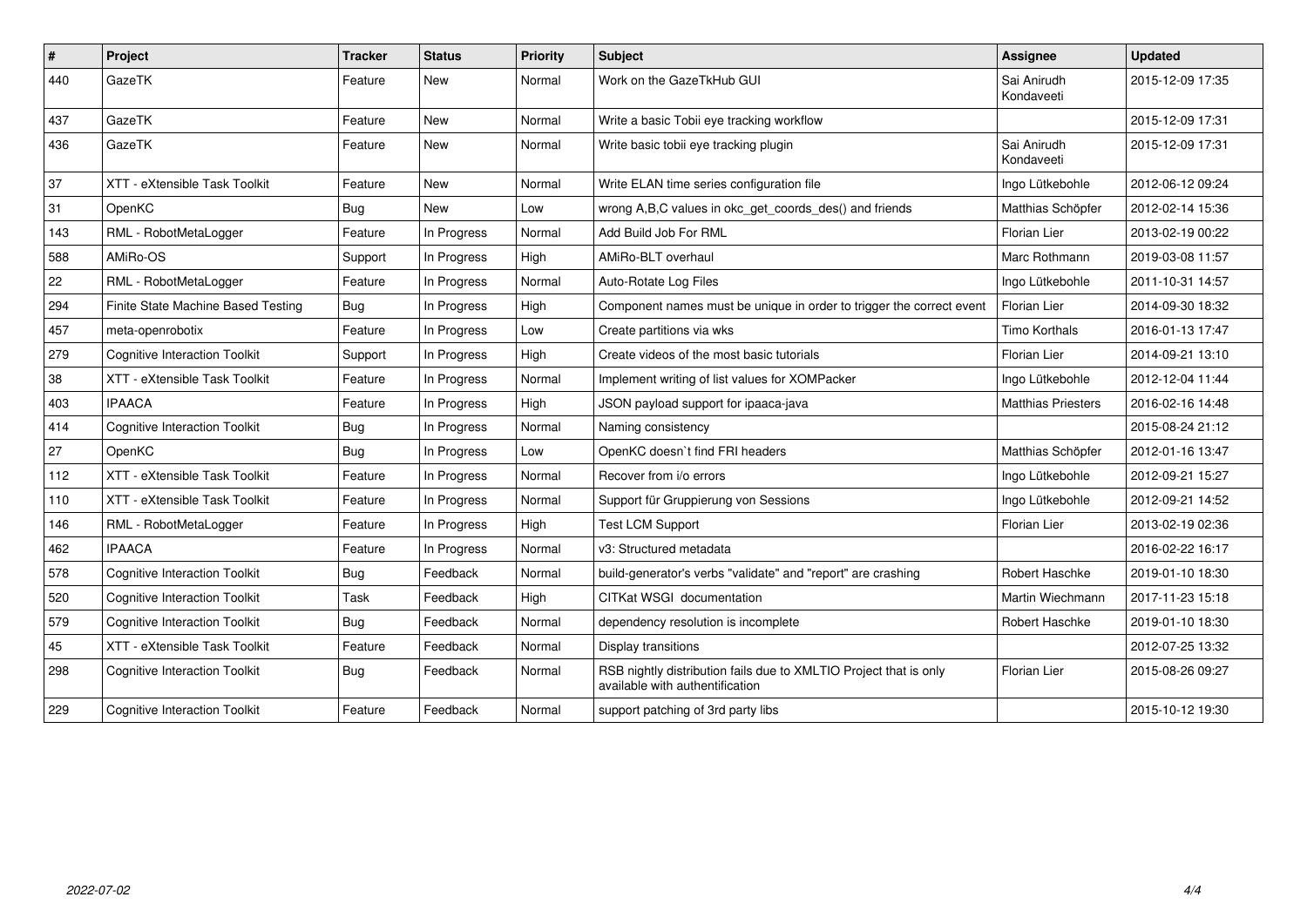| # | Project | Tracker | Status | Priority | Subject | Assignee | Updated |
|---|---|---|---|---|---|---|---|
| 440 | GazeTK | Feature | New | Normal | Work on the GazeTkHub GUI | Sai Anirudh Kondaveeti | 2015-12-09 17:35 |
| 437 | GazeTK | Feature | New | Normal | Write a basic Tobii eye tracking workflow | | 2015-12-09 17:31 |
| 436 | GazeTK | Feature | New | Normal | Write basic tobii eye tracking plugin | Sai Anirudh Kondaveeti | 2015-12-09 17:31 |
| 37 | XTT - eXtensible Task Toolkit | Feature | New | Normal | Write ELAN time series configuration file | Ingo Lütkebohle | 2012-06-12 09:24 |
| 31 | OpenKC | Bug | New | Low | wrong A,B,C values in okc_get_coords_des() and friends | Matthias Schöpfer | 2012-02-14 15:36 |
| 143 | RML - RobotMetaLogger | Feature | In Progress | Normal | Add Build Job For RML | Florian Lier | 2013-02-19 00:22 |
| 588 | AMiRo-OS | Support | In Progress | High | AMiRo-BLT overhaul | Marc Rothmann | 2019-03-08 11:57 |
| 22 | RML - RobotMetaLogger | Feature | In Progress | Normal | Auto-Rotate Log Files | Ingo Lütkebohle | 2011-10-31 14:57 |
| 294 | Finite State Machine Based Testing | Bug | In Progress | High | Component names must be unique in order to trigger the correct event | Florian Lier | 2014-09-30 18:32 |
| 457 | meta-openrobotix | Feature | In Progress | Low | Create partitions via wks | Timo Korthals | 2016-01-13 17:47 |
| 279 | Cognitive Interaction Toolkit | Support | In Progress | High | Create videos of the most basic tutorials | Florian Lier | 2014-09-21 13:10 |
| 38 | XTT - eXtensible Task Toolkit | Feature | In Progress | Normal | Implement writing of list values for XOMPacker | Ingo Lütkebohle | 2012-12-04 11:44 |
| 403 | IPAACA | Feature | In Progress | High | JSON payload support for ipaaca-java | Matthias Priesters | 2016-02-16 14:48 |
| 414 | Cognitive Interaction Toolkit | Bug | In Progress | Normal | Naming consistency | | 2015-08-24 21:12 |
| 27 | OpenKC | Bug | In Progress | Low | OpenKC doesn`t find FRI headers | Matthias Schöpfer | 2012-01-16 13:47 |
| 112 | XTT - eXtensible Task Toolkit | Feature | In Progress | Normal | Recover from i/o errors | Ingo Lütkebohle | 2012-09-21 15:27 |
| 110 | XTT - eXtensible Task Toolkit | Feature | In Progress | Normal | Support für Gruppierung von Sessions | Ingo Lütkebohle | 2012-09-21 14:52 |
| 146 | RML - RobotMetaLogger | Feature | In Progress | High | Test LCM Support | Florian Lier | 2013-02-19 02:36 |
| 462 | IPAACA | Feature | In Progress | Normal | v3: Structured metadata | | 2016-02-22 16:17 |
| 578 | Cognitive Interaction Toolkit | Bug | Feedback | Normal | build-generator's verbs "validate" and "report" are crashing | Robert Haschke | 2019-01-10 18:30 |
| 520 | Cognitive Interaction Toolkit | Task | Feedback | High | CITKat WSGI documentation | Martin Wiechmann | 2017-11-23 15:18 |
| 579 | Cognitive Interaction Toolkit | Bug | Feedback | Normal | dependency resolution is incomplete | Robert Haschke | 2019-01-10 18:30 |
| 45 | XTT - eXtensible Task Toolkit | Feature | Feedback | Normal | Display transitions | | 2012-07-25 13:32 |
| 298 | Cognitive Interaction Toolkit | Bug | Feedback | Normal | RSB nightly distribution fails due to XMLTIO Project that is only available with authentification | Florian Lier | 2015-08-26 09:27 |
| 229 | Cognitive Interaction Toolkit | Feature | Feedback | Normal | support patching of 3rd party libs | | 2015-10-12 19:30 |